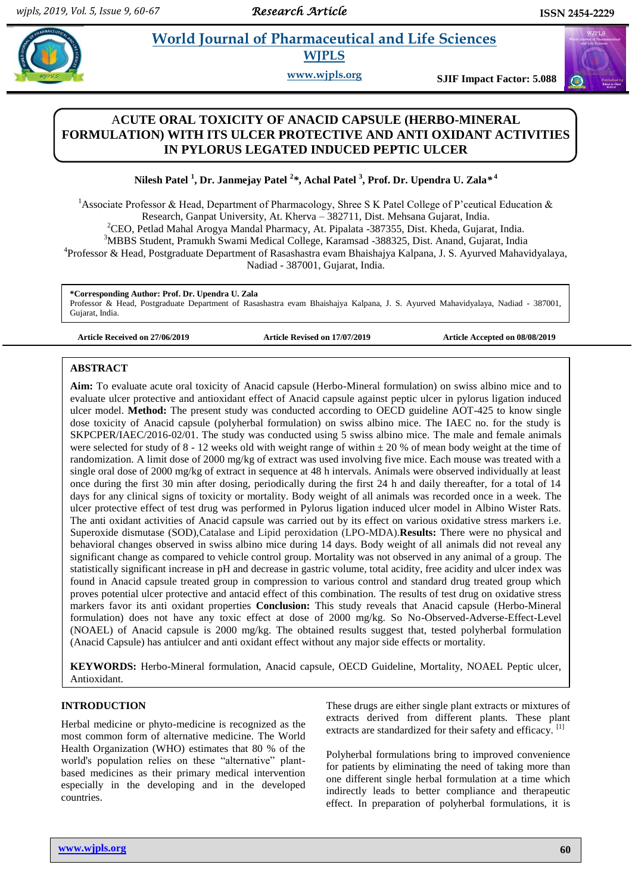# World Journal of Pharmaceutical and Life Sciences

**WJPLS**

www.wjpls.org

**SJIF Impact Factor: 5.088**

## ACUTE ORAL TOXICITY OF ANACID CAPSULE (HERBO-MINERAL FORMULATION) WITH ITS ULCER PROTECTIVE AND ANTI OXIDANT ACTIVITIES IN PYLORUS LEGATED INDUCED PEPTIC ULCER

**Nilesh Patel [1], Dr. Janmejay Patel [2]\*, Achal Patel [3], Prof. Dr. Upendra U. Zala\*[4]**

[1]Associate Professor & Head, Department of Pharmacology, Shree S K Patel College of P'ceutical Education & Research, Ganpat University, At. Kherva – 382711, Dist. Mehsana Gujarat, India.

[2]CEO, Petlad Mahal Arogya Mandal Pharmacy, At. Pipalata -387355, Dist. Kheda, Gujarat, India.

[3]MBBS Student, Pramukh Swami Medical College, Karamsad -388325, Dist. Anand, Gujarat, India

[4]Professor & Head, Postgraduate Department of Rasashastra evam Bhaishajya Kalpana, J. S. Ayurved Mahavidyalaya, Nadiad - 387001, Gujarat, India.

**\*Corresponding Author: Prof. Dr. Upendra U. Zala**
Professor & Head, Postgraduate Department of Rasashastra evam Bhaishajya Kalpana, J. S. Ayurved Mahavidyalaya, Nadiad - 387001, Gujarat, India.

**Article Received on 27/06/2019** | **Article Revised on 17/07/2019** | **Article Accepted on 08/08/2019**

### ABSTRACT

**Aim:** To evaluate acute oral toxicity of Anacid capsule (Herbo-Mineral formulation) on swiss albino mice and to evaluate ulcer protective and antioxidant effect of Anacid capsule against peptic ulcer in pylorus ligation induced ulcer model. **Method:** The present study was conducted according to OECD guideline AOT-425 to know single dose toxicity of Anacid capsule (polyherbal formulation) on swiss albino mice. The IAEC no. for the study is SKPCPER/IAEC/2016-02/01. The study was conducted using 5 swiss albino mice. The male and female animals were selected for study of 8 - 12 weeks old with weight range of within ± 20 % of mean body weight at the time of randomization. A limit dose of 2000 mg/kg of extract was used involving five mice. Each mouse was treated with a single oral dose of 2000 mg/kg of extract in sequence at 48 h intervals. Animals were observed individually at least once during the first 30 min after dosing, periodically during the first 24 h and daily thereafter, for a total of 14 days for any clinical signs of toxicity or mortality. Body weight of all animals was recorded once in a week. The ulcer protective effect of test drug was performed in Pylorus ligation induced ulcer model in Albino Wister Rats. The anti oxidant activities of Anacid capsule was carried out by its effect on various oxidative stress markers i.e. Superoxide dismutase (SOD),Catalase and Lipid peroxidation (LPO-MDA).**Results:** There were no physical and behavioral changes observed in swiss albino mice during 14 days. Body weight of all animals did not reveal any significant change as compared to vehicle control group. Mortality was not observed in any animal of a group. The statistically significant increase in pH and decrease in gastric volume, total acidity, free acidity and ulcer index was found in Anacid capsule treated group in compression to various control and standard drug treated group which proves potential ulcer protective and antacid effect of this combination. The results of test drug on oxidative stress markers favor its anti oxidant properties **Conclusion:** This study reveals that Anacid capsule (Herbo-Mineral formulation) does not have any toxic effect at dose of 2000 mg/kg. So No-Observed-Adverse-Effect-Level (NOAEL) of Anacid capsule is 2000 mg/kg. The obtained results suggest that, tested polyherbal formulation (Anacid Capsule) has antiulcer and anti oxidant effect without any major side effects or mortality.

**KEYWORDS:** Herbo-Mineral formulation, Anacid capsule, OECD Guideline, Mortality, NOAEL Peptic ulcer, Antioxidant.

### INTRODUCTION

Herbal medicine or phyto-medicine is recognized as the most common form of alternative medicine. The World Health Organization (WHO) estimates that 80 % of the world's population relies on these "alternative" plant-based medicines as their primary medical intervention especially in the developing and in the developed countries.

These drugs are either single plant extracts or mixtures of extracts derived from different plants. These plant extracts are standardized for their safety and efficacy. [1]

Polyherbal formulations bring to improved convenience for patients by eliminating the need of taking more than one different single herbal formulation at a time which indirectly leads to better compliance and therapeutic effect. In preparation of polyherbal formulations, it is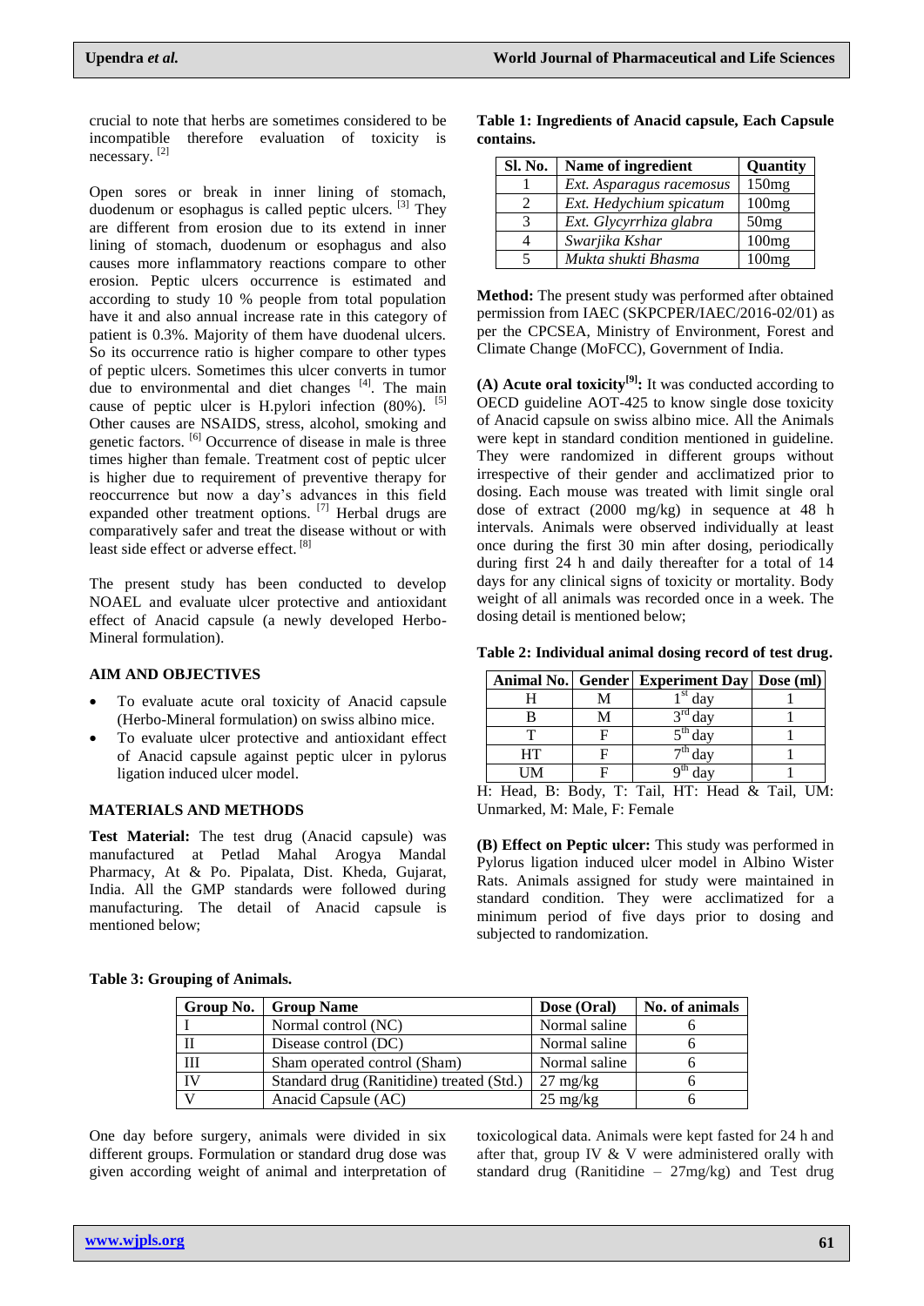crucial to note that herbs are sometimes considered to be incompatible therefore evaluation of toxicity is necessary. [2]

Open sores or break in inner lining of stomach, duodenum or esophagus is called peptic ulcers. [3] They are different from erosion due to its extend in inner lining of stomach, duodenum or esophagus and also causes more inflammatory reactions compare to other erosion. Peptic ulcers occurrence is estimated and according to study 10 % people from total population have it and also annual increase rate in this category of patient is 0.3%. Majority of them have duodenal ulcers. So its occurrence ratio is higher compare to other types of peptic ulcers. Sometimes this ulcer converts in tumor due to environmental and diet changes [4]. The main cause of peptic ulcer is H.pylori infection (80%). [5] Other causes are NSAIDS, stress, alcohol, smoking and genetic factors. [6] Occurrence of disease in male is three times higher than female. Treatment cost of peptic ulcer is higher due to requirement of preventive therapy for reoccurrence but now a day's advances in this field expanded other treatment options. [7] Herbal drugs are comparatively safer and treat the disease without or with least side effect or adverse effect. [8]

The present study has been conducted to develop NOAEL and evaluate ulcer protective and antioxidant effect of Anacid capsule (a newly developed Herbo-Mineral formulation).

## AIM AND OBJECTIVES

- To evaluate acute oral toxicity of Anacid capsule (Herbo-Mineral formulation) on swiss albino mice.
- To evaluate ulcer protective and antioxidant effect of Anacid capsule against peptic ulcer in pylorus ligation induced ulcer model.

## MATERIALS AND METHODS

**Test Material:** The test drug (Anacid capsule) was manufactured at Petlad Mahal Arogya Mandal Pharmacy, At & Po. Pipalata, Dist. Kheda, Gujarat, India. All the GMP standards were followed during manufacturing. The detail of Anacid capsule is mentioned below;

**Table 1: Ingredients of Anacid capsule, Each Capsule contains.**

| Sl. No. | Name of ingredient | Quantity |
|---|---|---|
| 1 | *Ext. Asparagus racemosus* | 150mg |
| 2 | *Ext. Hedychium spicatum* | 100mg |
| 3 | *Ext. Glycyrrhiza glabra* | 50mg |
| 4 | *Swarjika Kshar* | 100mg |
| 5 | *Mukta shukti Bhasma* | 100mg |

**Method:** The present study was performed after obtained permission from IAEC (SKPCPER/IAEC/2016-02/01) as per the CPCSEA, Ministry of Environment, Forest and Climate Change (MoFCC), Government of India.

**(A) Acute oral toxicity[9]:** It was conducted according to OECD guideline AOT-425 to know single dose toxicity of Anacid capsule on swiss albino mice. All the Animals were kept in standard condition mentioned in guideline. They were randomized in different groups without irrespective of their gender and acclimatized prior to dosing. Each mouse was treated with limit single oral dose of extract (2000 mg/kg) in sequence at 48 h intervals. Animals were observed individually at least once during the first 30 min after dosing, periodically during first 24 h and daily thereafter for a total of 14 days for any clinical signs of toxicity or mortality. Body weight of all animals was recorded once in a week. The dosing detail is mentioned below;

**Table 2: Individual animal dosing record of test drug.**

| Animal No. | Gender | Experiment Day | Dose (ml) |
|---|---|---|---|
| H | M | 1st day | 1 |
| B | M | 3rd day | 1 |
| T | F | 5th day | 1 |
| HT | F | 7th day | 1 |
| UM | F | 9th day | 1 |

H: Head, B: Body, T: Tail, HT: Head & Tail, UM: Unmarked, M: Male, F: Female

**(B) Effect on Peptic ulcer:** This study was performed in Pylorus ligation induced ulcer model in Albino Wister Rats. Animals assigned for study were maintained in standard condition. They were acclimatized for a minimum period of five days prior to dosing and subjected to randomization.

**Table 3: Grouping of Animals.**

| Group No. | Group Name | Dose (Oral) | No. of animals |
|---|---|---|---|
| I | Normal control (NC) | Normal saline | 6 |
| II | Disease control (DC) | Normal saline | 6 |
| III | Sham operated control (Sham) | Normal saline | 6 |
| IV | Standard drug (Ranitidine) treated (Std.) | 27 mg/kg | 6 |
| V | Anacid Capsule (AC) | 25 mg/kg | 6 |

One day before surgery, animals were divided in six different groups. Formulation or standard drug dose was given according weight of animal and interpretation of toxicological data. Animals were kept fasted for 24 h and after that, group IV & V were administered orally with standard drug (Ranitidine – 27mg/kg) and Test drug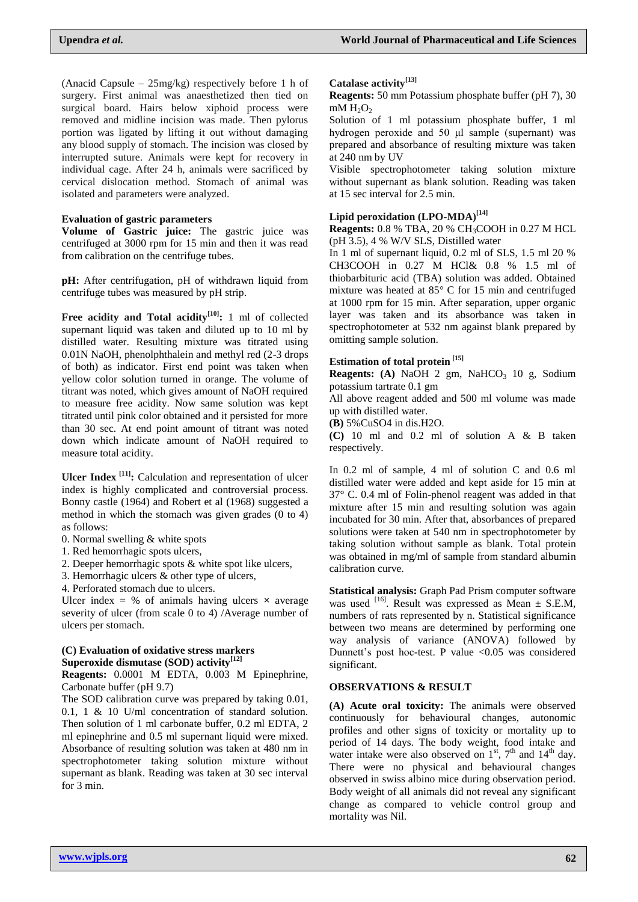(Anacid Capsule – 25mg/kg) respectively before 1 h of surgery. First animal was anaesthetized then tied on surgical board. Hairs below xiphoid process were removed and midline incision was made. Then pylorus portion was ligated by lifting it out without damaging any blood supply of stomach. The incision was closed by interrupted suture. Animals were kept for recovery in individual cage. After 24 h, animals were sacrificed by cervical dislocation method. Stomach of animal was isolated and parameters were analyzed.

**Evaluation of gastric parameters**

**Volume of Gastric juice:** The gastric juice was centrifuged at 3000 rpm for 15 min and then it was read from calibration on the centrifuge tubes.

**pH:** After centrifugation, pH of withdrawn liquid from centrifuge tubes was measured by pH strip.

**Free acidity and Total acidity[10]:** 1 ml of collected supernant liquid was taken and diluted up to 10 ml by distilled water. Resulting mixture was titrated using 0.01N NaOH, phenolphthalein and methyl red (2-3 drops of both) as indicator. First end point was taken when yellow color solution turned in orange. The volume of titrant was noted, which gives amount of NaOH required to measure free acidity. Now same solution was kept titrated until pink color obtained and it persisted for more than 30 sec. At end point amount of titrant was noted down which indicate amount of NaOH required to measure total acidity.

**Ulcer Index [11]:** Calculation and representation of ulcer index is highly complicated and controversial process. Bonny castle (1964) and Robert et al (1968) suggested a method in which the stomach was given grades (0 to 4) as follows:

0. Normal swelling & white spots
1. Red hemorrhagic spots ulcers,
2. Deeper hemorrhagic spots & white spot like ulcers,
3. Hemorrhagic ulcers & other type of ulcers,
4. Perforated stomach due to ulcers.

Ulcer index = % of animals having ulcers × average severity of ulcer (from scale 0 to 4) /Average number of ulcers per stomach.

**(C) Evaluation of oxidative stress markers**

**Superoxide dismutase (SOD) activity[12]**

**Reagents:** 0.0001 M EDTA, 0.003 M Epinephrine, Carbonate buffer (pH 9.7)

The SOD calibration curve was prepared by taking 0.01, 0.1, 1 & 10 U/ml concentration of standard solution. Then solution of 1 ml carbonate buffer, 0.2 ml EDTA, 2 ml epinephrine and 0.5 ml supernant liquid were mixed. Absorbance of resulting solution was taken at 480 nm in spectrophotometer taking solution mixture without supernant as blank. Reading was taken at 30 sec interval for 3 min.

**Catalase activity[13]**

**Reagents:** 50 mm Potassium phosphate buffer (pH 7), 30 mM $H_2O_2$

Solution of 1 ml potassium phosphate buffer, 1 ml hydrogen peroxide and 50 µl sample (supernant) was prepared and absorbance of resulting mixture was taken at 240 nm by UV

Visible spectrophotometer taking solution mixture without supernant as blank solution. Reading was taken at 15 sec interval for 2.5 min.

**Lipid peroxidation (LPO-MDA)[14]**

**Reagents:** 0.8 % TBA, 20 % $CH_3COOH$ in 0.27 M HCL (pH 3.5), 4 % W/V SLS, Distilled water

In 1 ml of supernant liquid, 0.2 ml of SLS, 1.5 ml 20 % CH3COOH in 0.27 M HCl& 0.8 % 1.5 ml of thiobarbituric acid (TBA) solution was added. Obtained mixture was heated at 85° C for 15 min and centrifuged at 1000 rpm for 15 min. After separation, upper organic layer was taken and its absorbance was taken in spectrophotometer at 532 nm against blank prepared by omitting sample solution.

**Estimation of total protein [15]**

**Reagents: (A)** NaOH 2 gm, $NaHCO_3$ 10 g, Sodium potassium tartrate 0.1 gm

All above reagent added and 500 ml volume was made up with distilled water.

**(B)** 5%CuSO4 in dis.H2O.

**(C)** 10 ml and 0.2 ml of solution A & B taken respectively.

In 0.2 ml of sample, 4 ml of solution C and 0.6 ml distilled water were added and kept aside for 15 min at 37° C. 0.4 ml of Folin-phenol reagent was added in that mixture after 15 min and resulting solution was again incubated for 30 min. After that, absorbances of prepared solutions were taken at 540 nm in spectrophotometer by taking solution without sample as blank. Total protein was obtained in mg/ml of sample from standard albumin calibration curve.

**Statistical analysis:** Graph Pad Prism computer software was used [16]. Result was expressed as Mean ± S.E.M, numbers of rats represented by n. Statistical significance between two means are determined by performing one way analysis of variance (ANOVA) followed by Dunnett's post hoc-test. P value <0.05 was considered significant.

## OBSERVATIONS & RESULT

**(A) Acute oral toxicity:** The animals were observed continuously for behavioural changes, autonomic profiles and other signs of toxicity or mortality up to period of 14 days. The body weight, food intake and water intake were also observed on 1st, 7th and 14th day. There were no physical and behavioural changes observed in swiss albino mice during observation period. Body weight of all animals did not reveal any significant change as compared to vehicle control group and mortality was Nil.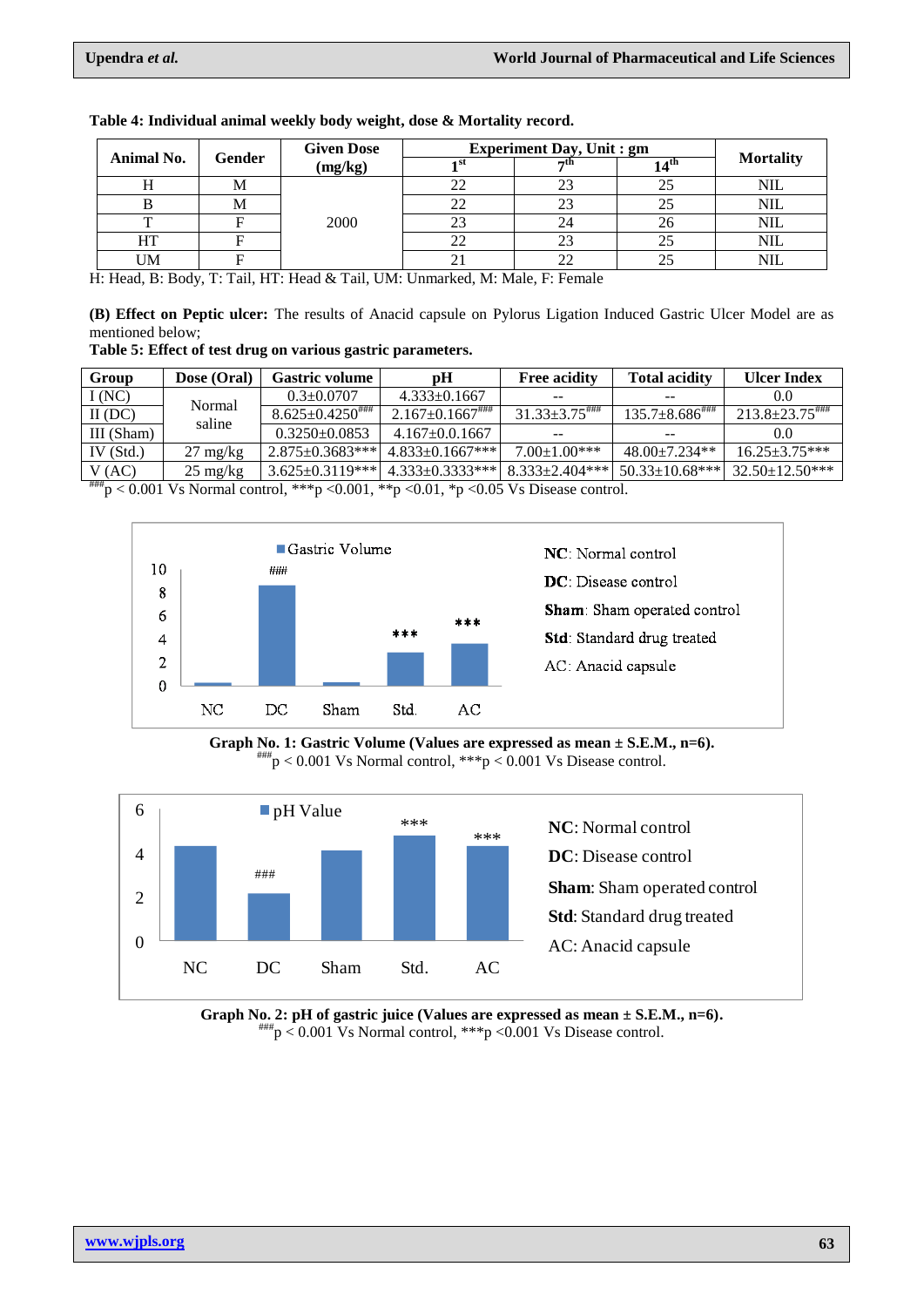**Table 4: Individual animal weekly body weight, dose & Mortality record.**

| Animal No. | Gender | Given Dose (mg/kg) | Experiment Day, Unit : gm | | | Mortality |
|---|---|---|---|---|---|---|
| | | | 1st | 7th | 14th | |
| H | M | 2000 | 22 | 23 | 25 | NIL |
| B | M | | 22 | 23 | 25 | NIL |
| T | F | | 23 | 24 | 26 | NIL |
| HT | F | | 22 | 23 | 25 | NIL |
| UM | F | | 21 | 22 | 25 | NIL |

H: Head, B: Body, T: Tail, HT: Head & Tail, UM: Unmarked, M: Male, F: Female

**(B) Effect on Peptic ulcer:** The results of Anacid capsule on Pylorus Ligation Induced Gastric Ulcer Model are as mentioned below;

**Table 5: Effect of test drug on various gastric parameters.**

| Group | Dose (Oral) | Gastric volume | pH | Free acidity | Total acidity | Ulcer Index |
|---|---|---|---|---|---|---|
| I (NC) | Normal saline | 0.3±0.0707 | 4.333±0.1667 | -- | -- | 0.0 |
| II (DC) | | 8.625±0.4250### | 2.167±0.1667### | 31.33±3.75### | 135.7±8.686### | 213.8±23.75### |
| III (Sham) | | 0.3250±0.0853 | 4.167±0.0.1667 | -- | -- | 0.0 |
| IV (Std.) | 27 mg/kg | 2.875±0.3683*** | 4.833±0.1667*** | 7.00±1.00*** | 48.00±7.234** | 16.25±3.75*** |
| V (AC) | 25 mg/kg | 3.625±0.3119*** | 4.333±0.3333*** | 8.333±2.404*** | 50.33±10.68*** | 32.50±12.50*** |

###p < 0.001 Vs Normal control, ***p <0.001, **p <0.01, *p <0.05 Vs Disease control.

NC: Normal control
DC: Disease control
Sham: Sham operated control
Std: Standard drug treated
AC: Anacid capsule

**Graph No. 1: Gastric Volume (Values are expressed as mean ± S.E.M., n=6).**
###p < 0.001 Vs Normal control, ***p < 0.001 Vs Disease control.

NC: Normal control
DC: Disease control
Sham: Sham operated control
Std: Standard drug treated
AC: Anacid capsule

**Graph No. 2: pH of gastric juice (Values are expressed as mean ± S.E.M., n=6).**
###p < 0.001 Vs Normal control, ***p <0.001 Vs Disease control.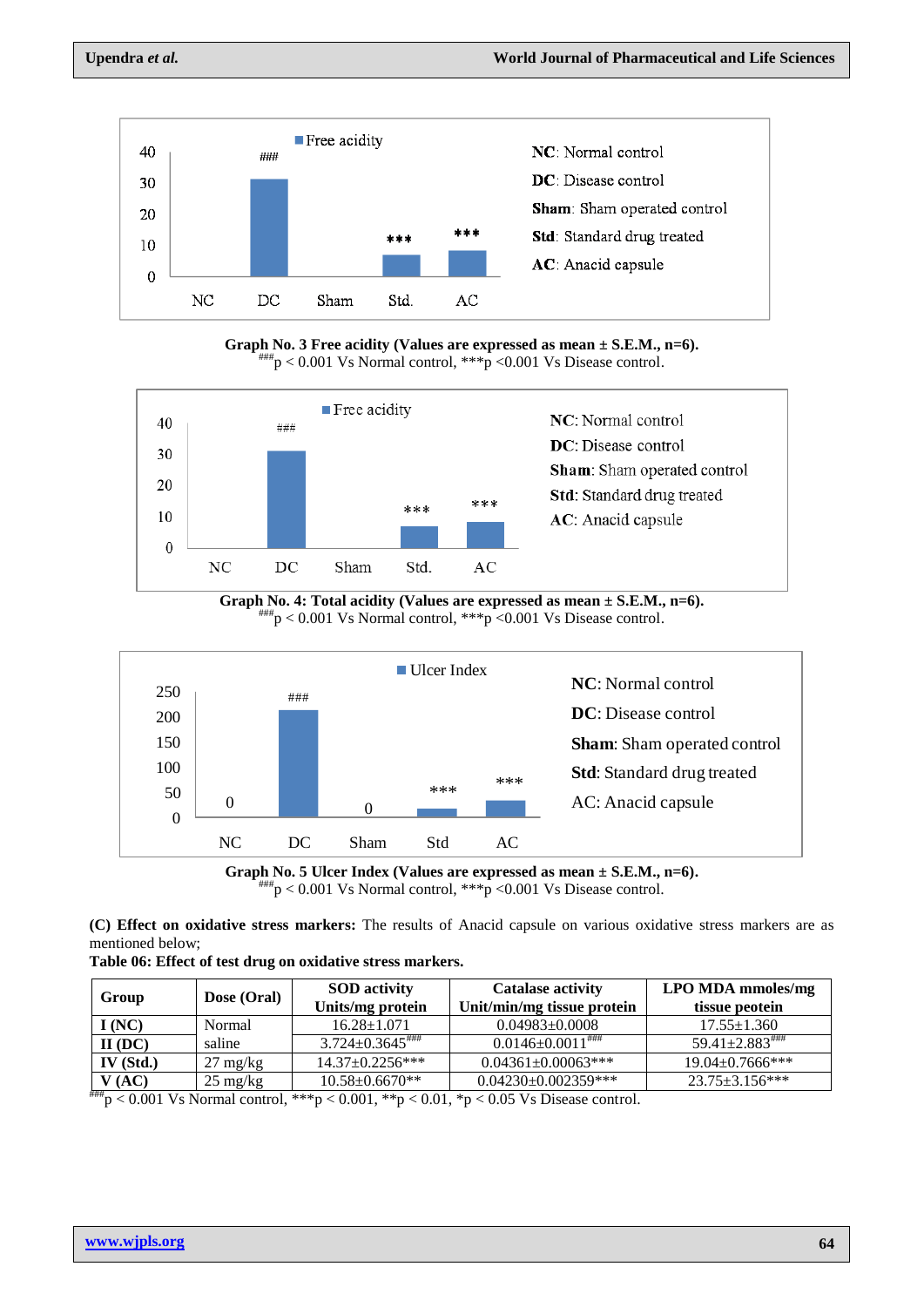**Graph No. 3 Free acidity (Values are expressed as mean ± S.E.M., n=6).**
$^{###}p < 0.001$ Vs Normal control, $***p < 0.001$ Vs Disease control.

**Graph No. 4: Total acidity (Values are expressed as mean ± S.E.M., n=6).**
$^{###}p < 0.001$ Vs Normal control, $***p < 0.001$ Vs Disease control.

**Graph No. 5 Ulcer Index (Values are expressed as mean ± S.E.M., n=6).**
$^{###}p < 0.001$ Vs Normal control, $***p < 0.001$ Vs Disease control.

**(C) Effect on oxidative stress markers:** The results of Anacid capsule on various oxidative stress markers are as mentioned below;

**Table 06: Effect of test drug on oxidative stress markers.**

| Group | Dose (Oral) | SOD activity Units/mg protein | Catalase activity Unit/min/mg tissue protein | LPO MDA mmoles/mg tissue peotein |
|---|---|---|---|---|
| I (NC) | Normal | 16.28±1.071 | 0.04983±0.0008 | 17.55±1.360 |
| II (DC) | saline | 3.724±0.3645### | 0.0146±0.0011### | 59.41±2.883### |
| IV (Std.) | 27 mg/kg | 14.37±0.2256*** | 0.04361±0.00063*** | 19.04±0.7666*** |
| V (AC) | 25 mg/kg | 10.58±0.6670** | 0.04230±0.002359*** | 23.75±3.156*** |

$^{###}p < 0.001$ Vs Normal control, $***p < 0.001$, $**p < 0.01$, $*p < 0.05$ Vs Disease control.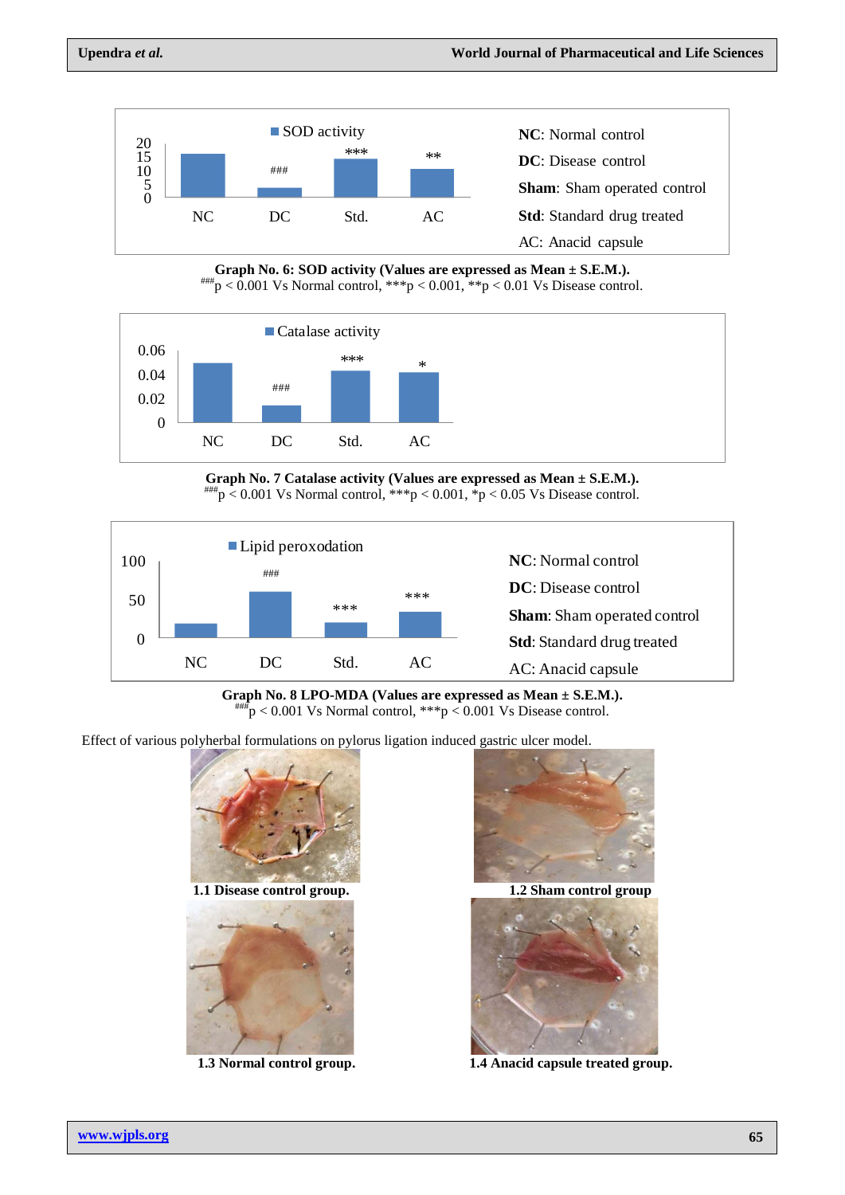**Graph No. 6: SOD activity (Values are expressed as Mean ± S.E.M.).**
$^{###}$p < 0.001 Vs Normal control, ***p < 0.001, **p < 0.01 Vs Disease control.

**Graph No. 7 Catalase activity (Values are expressed as Mean ± S.E.M.).**
$^{###}$p < 0.001 Vs Normal control, ***p < 0.001, *p < 0.05 Vs Disease control.

**Graph No. 8 LPO-MDA (Values are expressed as Mean ± S.E.M.).**
$^{###}$p < 0.001 Vs Normal control, ***p < 0.001 Vs Disease control.

Effect of various polyherbal formulations on pylorus ligation induced gastric ulcer model.

**1.1 Disease control group.**

**1.2 Sham control group**

**1.3 Normal control group.**

**1.4 Anacid capsule treated group.**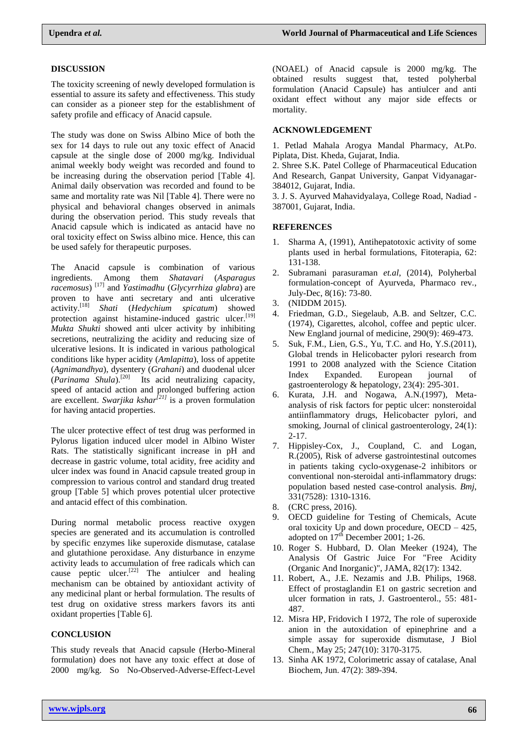## DISCUSSION

The toxicity screening of newly developed formulation is essential to assure its safety and effectiveness. This study can consider as a pioneer step for the establishment of safety profile and efficacy of Anacid capsule.

The study was done on Swiss Albino Mice of both the sex for 14 days to rule out any toxic effect of Anacid capsule at the single dose of 2000 mg/kg. Individual animal weekly body weight was recorded and found to be increasing during the observation period [Table 4]. Animal daily observation was recorded and found to be same and mortality rate was Nil [Table 4]. There were no physical and behavioral changes observed in animals during the observation period. This study reveals that Anacid capsule which is indicated as antacid have no oral toxicity effect on Swiss albino mice. Hence, this can be used safely for therapeutic purposes.

The Anacid capsule is combination of various ingredients. Among them *Shatavari* (*Asparagus racemosus*) [17] and *Yastimadhu* (*Glycyrrhiza glabra*) are proven to have anti secretary and anti ulcerative activity.[18] *Shati* (*Hedychium spicatum*) showed protection against histamine-induced gastric ulcer.[19] *Mukta Shukti* showed anti ulcer activity by inhibiting secretions, neutralizing the acidity and reducing size of ulcerative lesions. It is indicated in various pathological conditions like hyper acidity (*Amlapitta*), loss of appetite (*Agnimandhya*), dysentery (*Grahani*) and duodenal ulcer (*Parinama Shula*).[20] Its acid neutralizing capacity, speed of antacid action and prolonged buffering action are excellent. *Swarjika kshar*[21] is a proven formulation for having antacid properties.

The ulcer protective effect of test drug was performed in Pylorus ligation induced ulcer model in Albino Wister Rats. The statistically significant increase in pH and decrease in gastric volume, total acidity, free acidity and ulcer index was found in Anacid capsule treated group in compression to various control and standard drug treated group [Table 5] which proves potential ulcer protective and antacid effect of this combination.

During normal metabolic process reactive oxygen species are generated and its accumulation is controlled by specific enzymes like superoxide dismutase, catalase and glutathione peroxidase. Any disturbance in enzyme activity leads to accumulation of free radicals which can cause peptic ulcer.[22] The antiulcer and healing mechanism can be obtained by antioxidant activity of any medicinal plant or herbal formulation. The results of test drug on oxidative stress markers favors its anti oxidant properties [Table 6].

## CONCLUSION

This study reveals that Anacid capsule (Herbo-Mineral formulation) does not have any toxic effect at dose of 2000 mg/kg. So No-Observed-Adverse-Effect-Level (NOAEL) of Anacid capsule is 2000 mg/kg. The obtained results suggest that, tested polyherbal formulation (Anacid Capsule) has antiulcer and anti oxidant effect without any major side effects or mortality.

## ACKNOWLEDGEMENT

1. Petlad Mahala Arogya Mandal Pharmacy, At.Po. Piplata, Dist. Kheda, Gujarat, India.
2. Shree S.K. Patel College of Pharmaceutical Education And Research, Ganpat University, Ganpat Vidyanagar-384012, Gujarat, India.
3. J. S. Ayurved Mahavidyalaya, College Road, Nadiad - 387001, Gujarat, India.

## REFERENCES

1. Sharma A, (1991), Antihepatotoxic activity of some plants used in herbal formulations, Fitoterapia, 62: 131-138.
2. Subramani parasuraman *et.al*, (2014), Polyherbal formulation-concept of Ayurveda, Pharmaco rev., July-Dec, 8(16): 73-80.
3. (NIDDM 2015).
4. Friedman, G.D., Siegelaub, A.B. and Seltzer, C.C. (1974), Cigarettes, alcohol, coffee and peptic ulcer. New England journal of medicine, 290(9): 469-473.
5. Suk, F.M., Lien, G.S., Yu, T.C. and Ho, Y.S.(2011), Global trends in Helicobacter pylori research from 1991 to 2008 analyzed with the Science Citation Index Expanded. European journal of gastroenterology & hepatology, 23(4): 295-301.
6. Kurata, J.H. and Nogawa, A.N.(1997), Meta-analysis of risk factors for peptic ulcer: nonsteroidal antiinflammatory drugs, Helicobacter pylori, and smoking, Journal of clinical gastroenterology, 24(1): 2-17.
7. Hippisley-Cox, J., Coupland, C. and Logan, R.(2005), Risk of adverse gastrointestinal outcomes in patients taking cyclo-oxygenase-2 inhibitors or conventional non-steroidal anti-inflammatory drugs: population based nested case-control analysis. *Bmj*, 331(7528): 1310-1316.
8. (CRC press, 2016).
9. OECD guideline for Testing of Chemicals, Acute oral toxicity Up and down procedure, OECD – 425, adopted on 17th December 2001; 1-26.
10. Roger S. Hubbard, D. Olan Meeker (1924), The Analysis Of Gastric Juice For "Free Acidity (Organic And Inorganic)", JAMA, 82(17): 1342.
11. Robert, A., J.E. Nezamis and J.B. Philips, 1968. Effect of prostaglandin E1 on gastric secretion and ulcer formation in rats, J. Gastroenterol., 55: 481-487.
12. Misra HP, Fridovich I 1972, The role of superoxide anion in the autoxidation of epinephrine and a simple assay for superoxide dismutase, J Biol Chem., May 25; 247(10): 3170-3175.
13. Sinha AK 1972, Colorimetric assay of catalase, Anal Biochem, Jun. 47(2): 389-394.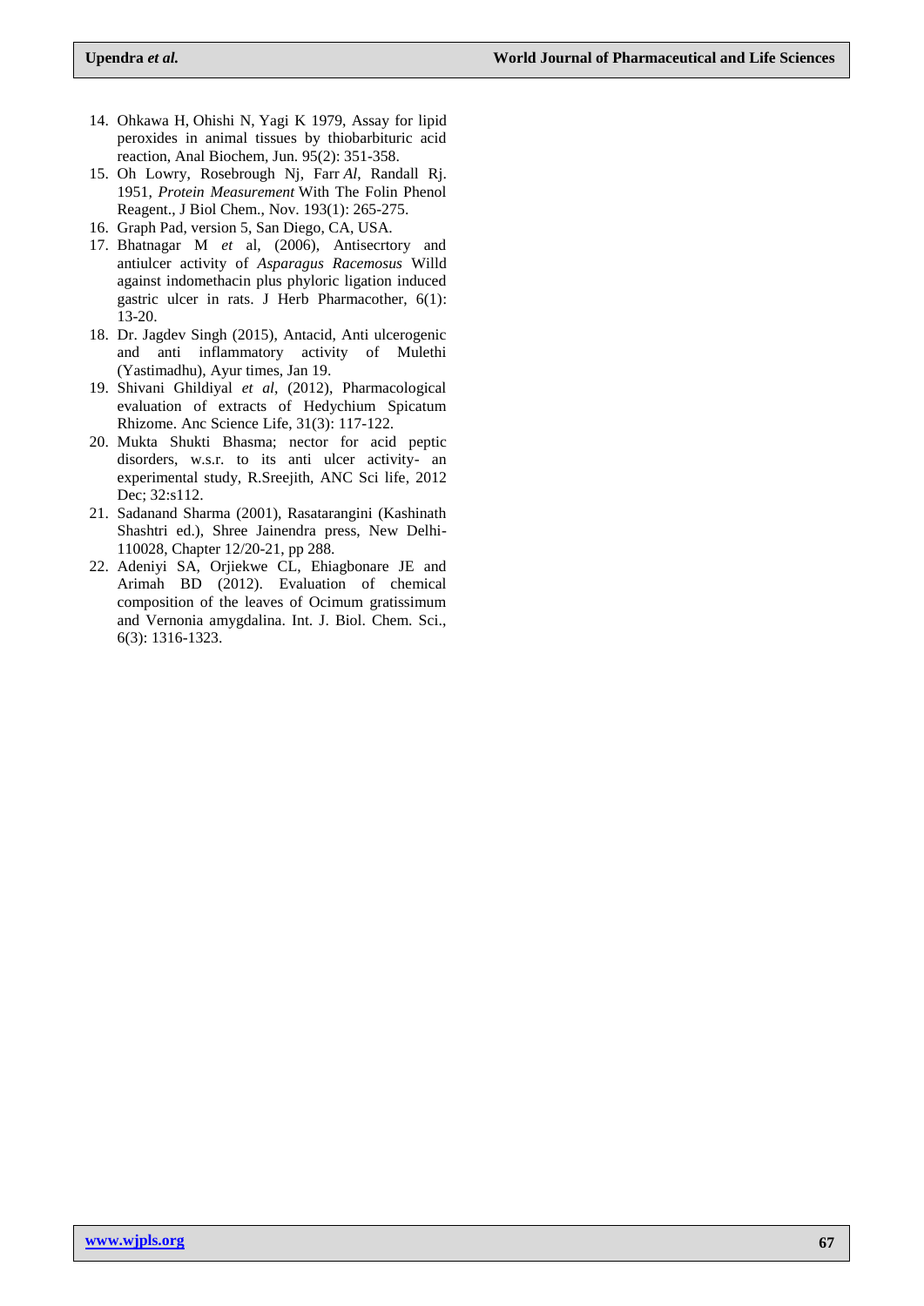14. Ohkawa H, Ohishi N, Yagi K 1979, Assay for lipid peroxides in animal tissues by thiobarbituric acid reaction, Anal Biochem, Jun. 95(2): 351-358.
15. Oh Lowry, Rosebrough Nj, Farr *Al*, Randall Rj. 1951, *Protein Measurement* With The Folin Phenol Reagent., J Biol Chem., Nov. 193(1): 265-275.
16. Graph Pad, version 5, San Diego, CA, USA.
17. Bhatnagar M *et* al, (2006), Antisecrtory and antiulcer activity of *Asparagus Racemosus* Willd against indomethacin plus phyloric ligation induced gastric ulcer in rats. J Herb Pharmacother, 6(1): 13-20.
18. Dr. Jagdev Singh (2015), Antacid, Anti ulcerogenic and anti inflammatory activity of Mulethi (Yastimadhu), Ayur times, Jan 19.
19. Shivani Ghildiyal *et al*, (2012), Pharmacological evaluation of extracts of Hedychium Spicatum Rhizome. Anc Science Life, 31(3): 117-122.
20. Mukta Shukti Bhasma; nector for acid peptic disorders, w.s.r. to its anti ulcer activity- an experimental study, R.Sreejith, ANC Sci life, 2012 Dec; 32:s112.
21. Sadanand Sharma (2001), Rasatarangini (Kashinath Shashtri ed.), Shree Jainendra press, New Delhi-110028, Chapter 12/20-21, pp 288.
22. Adeniyi SA, Orjiekwe CL, Ehiagbonare JE and Arimah BD (2012). Evaluation of chemical composition of the leaves of Ocimum gratissimum and Vernonia amygdalina. Int. J. Biol. Chem. Sci., 6(3): 1316-1323.